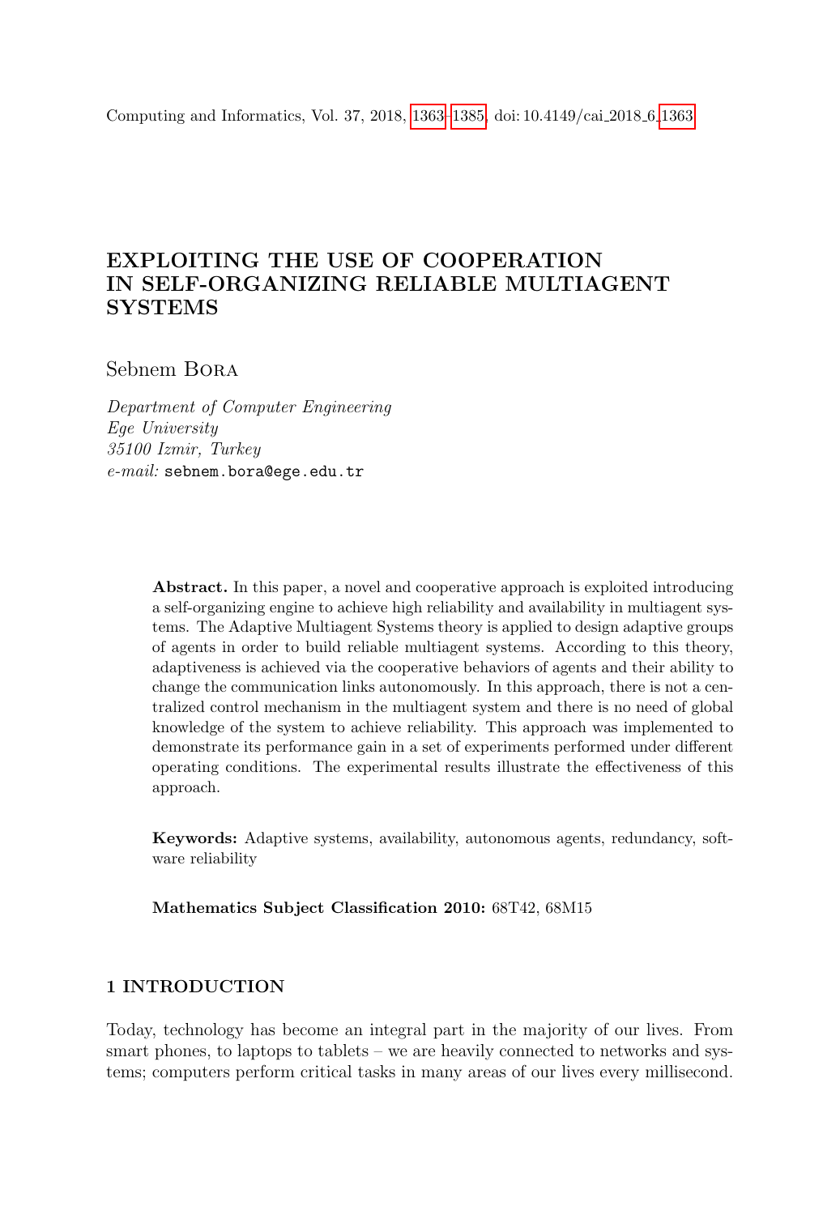Computing and Informatics, Vol. 37, 2018, 1363–1385, doi: 10.4149/cai_2018_6_1363

# EXPLOITING THE USE OF COOPERATION IN SELF-ORGANIZING RELIABLE MULTIAGENT SYSTEMS

Sebnem Bora

*Department of Computer Engineering*
*Ege University*
*35100 Izmir, Turkey*
*e-mail:* sebnem.bora@ege.edu.tr

**Abstract.** In this paper, a novel and cooperative approach is exploited introducing a self-organizing engine to achieve high reliability and availability in multiagent systems. The Adaptive Multiagent Systems theory is applied to design adaptive groups of agents in order to build reliable multiagent systems. According to this theory, adaptiveness is achieved via the cooperative behaviors of agents and their ability to change the communication links autonomously. In this approach, there is not a centralized control mechanism in the multiagent system and there is no need of global knowledge of the system to achieve reliability. This approach was implemented to demonstrate its performance gain in a set of experiments performed under different operating conditions. The experimental results illustrate the effectiveness of this approach.

**Keywords:** Adaptive systems, availability, autonomous agents, redundancy, software reliability

**Mathematics Subject Classification 2010:** 68T42, 68M15

## 1 INTRODUCTION

Today, technology has become an integral part in the majority of our lives. From smart phones, to laptops to tablets – we are heavily connected to networks and systems; computers perform critical tasks in many areas of our lives every millisecond.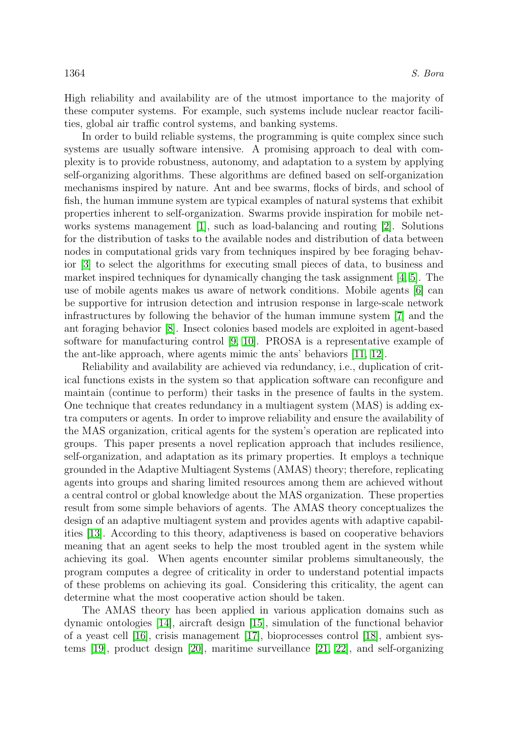High reliability and availability are of the utmost importance to the majority of these computer systems. For example, such systems include nuclear reactor facilities, global air traffic control systems, and banking systems.

In order to build reliable systems, the programming is quite complex since such systems are usually software intensive. A promising approach to deal with complexity is to provide robustness, autonomy, and adaptation to a system by applying self-organizing algorithms. These algorithms are defined based on self-organization mechanisms inspired by nature. Ant and bee swarms, flocks of birds, and school of fish, the human immune system are typical examples of natural systems that exhibit properties inherent to self-organization. Swarms provide inspiration for mobile networks systems management [1], such as load-balancing and routing [2]. Solutions for the distribution of tasks to the available nodes and distribution of data between nodes in computational grids vary from techniques inspired by bee foraging behavior [3] to select the algorithms for executing small pieces of data, to business and market inspired techniques for dynamically changing the task assignment [4, 5]. The use of mobile agents makes us aware of network conditions. Mobile agents [6] can be supportive for intrusion detection and intrusion response in large-scale network infrastructures by following the behavior of the human immune system [7] and the ant foraging behavior [8]. Insect colonies based models are exploited in agent-based software for manufacturing control [9, 10]. PROSA is a representative example of the ant-like approach, where agents mimic the ants' behaviors [11, 12].

Reliability and availability are achieved via redundancy, i.e., duplication of critical functions exists in the system so that application software can reconfigure and maintain (continue to perform) their tasks in the presence of faults in the system. One technique that creates redundancy in a multiagent system (MAS) is adding extra computers or agents. In order to improve reliability and ensure the availability of the MAS organization, critical agents for the system's operation are replicated into groups. This paper presents a novel replication approach that includes resilience, self-organization, and adaptation as its primary properties. It employs a technique grounded in the Adaptive Multiagent Systems (AMAS) theory; therefore, replicating agents into groups and sharing limited resources among them are achieved without a central control or global knowledge about the MAS organization. These properties result from some simple behaviors of agents. The AMAS theory conceptualizes the design of an adaptive multiagent system and provides agents with adaptive capabilities [13]. According to this theory, adaptiveness is based on cooperative behaviors meaning that an agent seeks to help the most troubled agent in the system while achieving its goal. When agents encounter similar problems simultaneously, the program computes a degree of criticality in order to understand potential impacts of these problems on achieving its goal. Considering this criticality, the agent can determine what the most cooperative action should be taken.

The AMAS theory has been applied in various application domains such as dynamic ontologies [14], aircraft design [15], simulation of the functional behavior of a yeast cell [16], crisis management [17], bioprocesses control [18], ambient systems [19], product design [20], maritime surveillance [21, 22], and self-organizing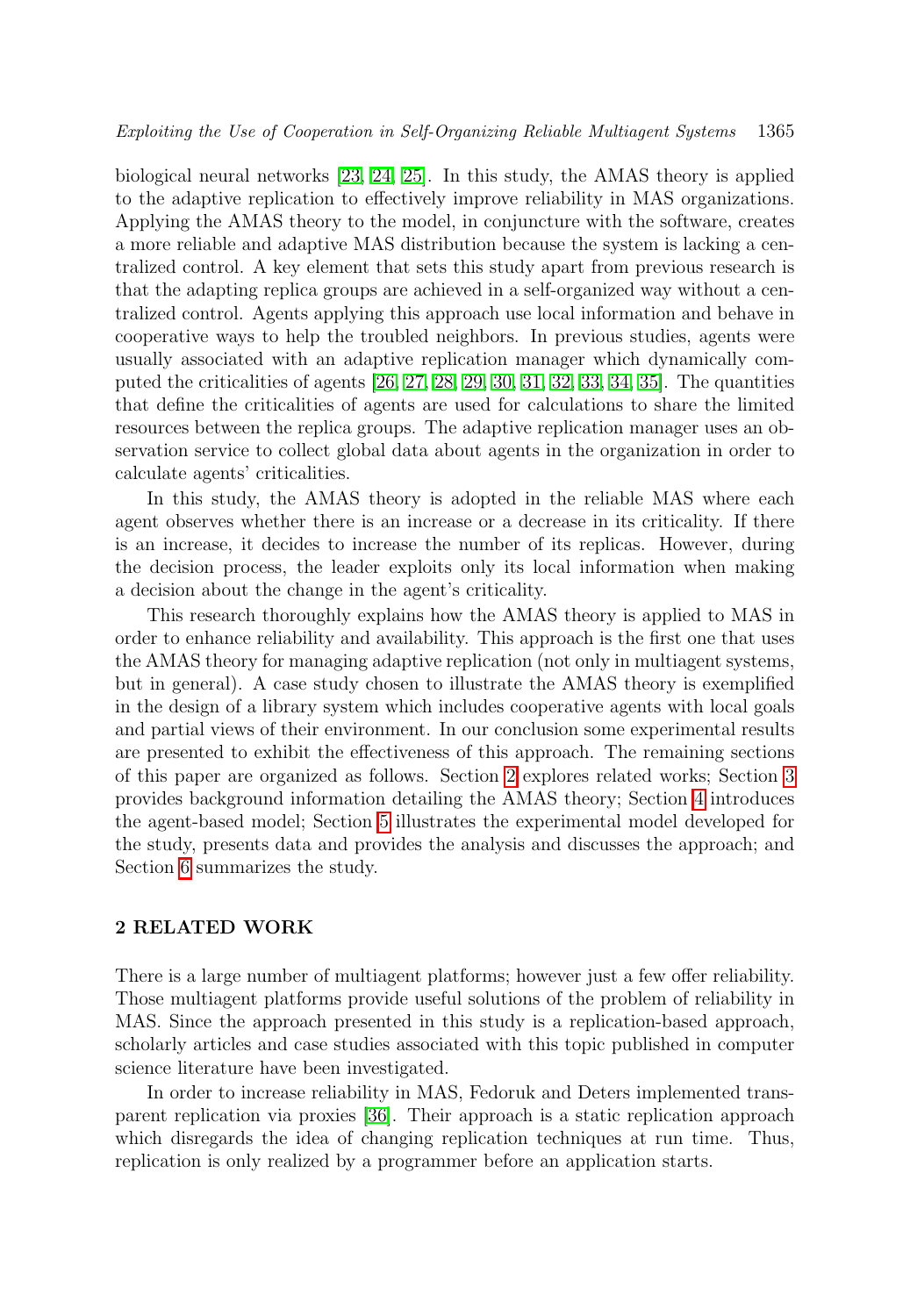biological neural networks [23, 24, 25]. In this study, the AMAS theory is applied to the adaptive replication to effectively improve reliability in MAS organizations. Applying the AMAS theory to the model, in conjuncture with the software, creates a more reliable and adaptive MAS distribution because the system is lacking a centralized control. A key element that sets this study apart from previous research is that the adapting replica groups are achieved in a self-organized way without a centralized control. Agents applying this approach use local information and behave in cooperative ways to help the troubled neighbors. In previous studies, agents were usually associated with an adaptive replication manager which dynamically computed the criticalities of agents [26, 27, 28, 29, 30, 31, 32, 33, 34, 35]. The quantities that define the criticalities of agents are used for calculations to share the limited resources between the replica groups. The adaptive replication manager uses an observation service to collect global data about agents in the organization in order to calculate agents' criticalities.

In this study, the AMAS theory is adopted in the reliable MAS where each agent observes whether there is an increase or a decrease in its criticality. If there is an increase, it decides to increase the number of its replicas. However, during the decision process, the leader exploits only its local information when making a decision about the change in the agent's criticality.

This research thoroughly explains how the AMAS theory is applied to MAS in order to enhance reliability and availability. This approach is the first one that uses the AMAS theory for managing adaptive replication (not only in multiagent systems, but in general). A case study chosen to illustrate the AMAS theory is exemplified in the design of a library system which includes cooperative agents with local goals and partial views of their environment. In our conclusion some experimental results are presented to exhibit the effectiveness of this approach. The remaining sections of this paper are organized as follows. Section 2 explores related works; Section 3 provides background information detailing the AMAS theory; Section 4 introduces the agent-based model; Section 5 illustrates the experimental model developed for the study, presents data and provides the analysis and discusses the approach; and Section 6 summarizes the study.

## 2 RELATED WORK

There is a large number of multiagent platforms; however just a few offer reliability. Those multiagent platforms provide useful solutions of the problem of reliability in MAS. Since the approach presented in this study is a replication-based approach, scholarly articles and case studies associated with this topic published in computer science literature have been investigated.

In order to increase reliability in MAS, Fedoruk and Deters implemented transparent replication via proxies [36]. Their approach is a static replication approach which disregards the idea of changing replication techniques at run time. Thus, replication is only realized by a programmer before an application starts.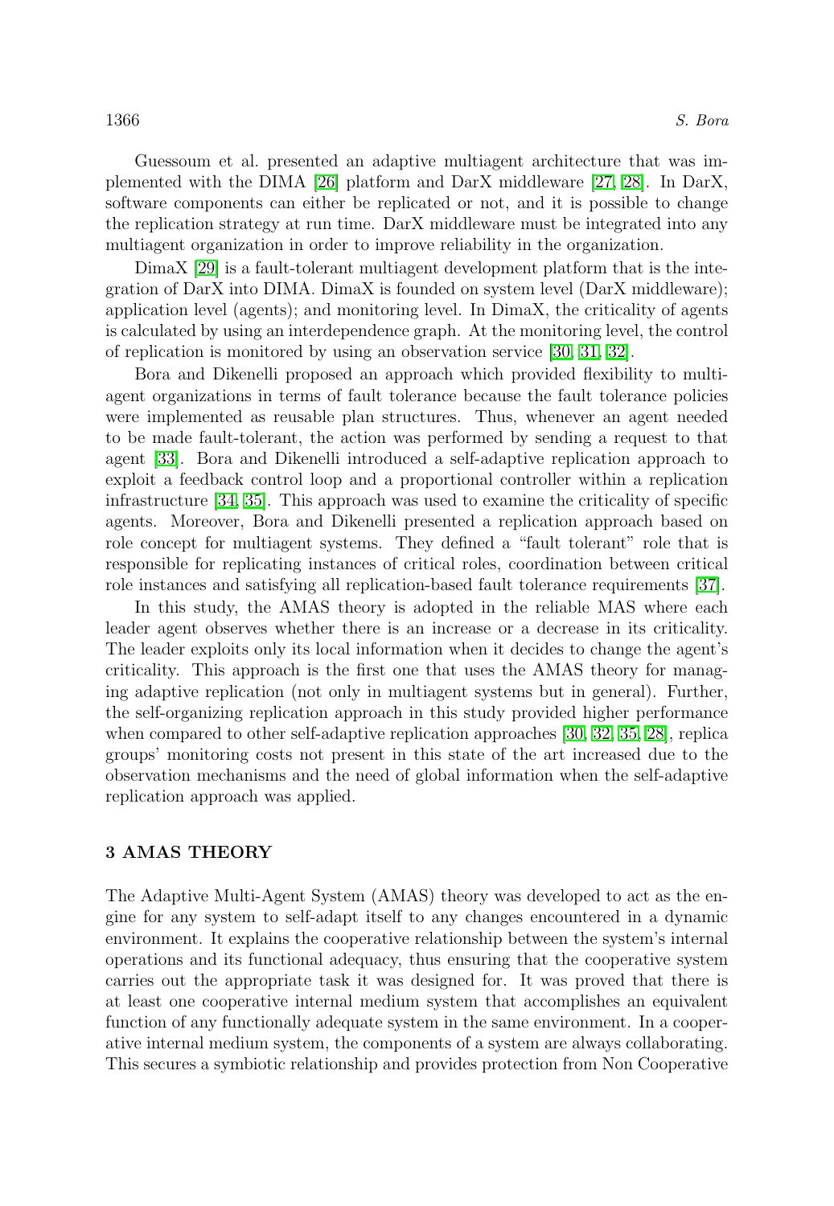Guessoum et al. presented an adaptive multiagent architecture that was implemented with the DIMA [26] platform and DarX middleware [27, 28]. In DarX, software components can either be replicated or not, and it is possible to change the replication strategy at run time. DarX middleware must be integrated into any multiagent organization in order to improve reliability in the organization.

DimaX [29] is a fault-tolerant multiagent development platform that is the integration of DarX into DIMA. DimaX is founded on system level (DarX middleware); application level (agents); and monitoring level. In DimaX, the criticality of agents is calculated by using an interdependence graph. At the monitoring level, the control of replication is monitored by using an observation service [30, 31, 32].

Bora and Dikenelli proposed an approach which provided flexibility to multiagent organizations in terms of fault tolerance because the fault tolerance policies were implemented as reusable plan structures. Thus, whenever an agent needed to be made fault-tolerant, the action was performed by sending a request to that agent [33]. Bora and Dikenelli introduced a self-adaptive replication approach to exploit a feedback control loop and a proportional controller within a replication infrastructure [34, 35]. This approach was used to examine the criticality of specific agents. Moreover, Bora and Dikenelli presented a replication approach based on role concept for multiagent systems. They defined a "fault tolerant" role that is responsible for replicating instances of critical roles, coordination between critical role instances and satisfying all replication-based fault tolerance requirements [37].

In this study, the AMAS theory is adopted in the reliable MAS where each leader agent observes whether there is an increase or a decrease in its criticality. The leader exploits only its local information when it decides to change the agent's criticality. This approach is the first one that uses the AMAS theory for managing adaptive replication (not only in multiagent systems but in general). Further, the self-organizing replication approach in this study provided higher performance when compared to other self-adaptive replication approaches [30, 32, 35, 28], replica groups' monitoring costs not present in this state of the art increased due to the observation mechanisms and the need of global information when the self-adaptive replication approach was applied.

## 3 AMAS THEORY

The Adaptive Multi-Agent System (AMAS) theory was developed to act as the engine for any system to self-adapt itself to any changes encountered in a dynamic environment. It explains the cooperative relationship between the system's internal operations and its functional adequacy, thus ensuring that the cooperative system carries out the appropriate task it was designed for. It was proved that there is at least one cooperative internal medium system that accomplishes an equivalent function of any functionally adequate system in the same environment. In a cooperative internal medium system, the components of a system are always collaborating. This secures a symbiotic relationship and provides protection from Non Cooperative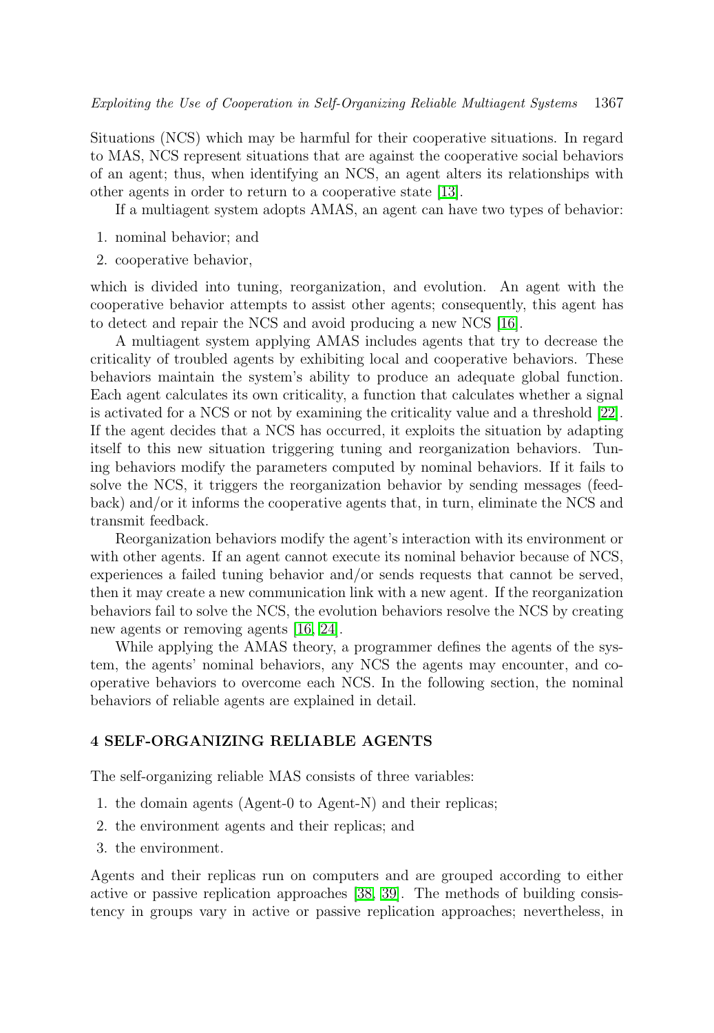Situations (NCS) which may be harmful for their cooperative situations. In regard to MAS, NCS represent situations that are against the cooperative social behaviors of an agent; thus, when identifying an NCS, an agent alters its relationships with other agents in order to return to a cooperative state [13].

If a multiagent system adopts AMAS, an agent can have two types of behavior:

1. nominal behavior; and
2. cooperative behavior,

which is divided into tuning, reorganization, and evolution. An agent with the cooperative behavior attempts to assist other agents; consequently, this agent has to detect and repair the NCS and avoid producing a new NCS [16].

A multiagent system applying AMAS includes agents that try to decrease the criticality of troubled agents by exhibiting local and cooperative behaviors. These behaviors maintain the system's ability to produce an adequate global function. Each agent calculates its own criticality, a function that calculates whether a signal is activated for a NCS or not by examining the criticality value and a threshold [22]. If the agent decides that a NCS has occurred, it exploits the situation by adapting itself to this new situation triggering tuning and reorganization behaviors. Tuning behaviors modify the parameters computed by nominal behaviors. If it fails to solve the NCS, it triggers the reorganization behavior by sending messages (feedback) and/or it informs the cooperative agents that, in turn, eliminate the NCS and transmit feedback.

Reorganization behaviors modify the agent's interaction with its environment or with other agents. If an agent cannot execute its nominal behavior because of NCS, experiences a failed tuning behavior and/or sends requests that cannot be served, then it may create a new communication link with a new agent. If the reorganization behaviors fail to solve the NCS, the evolution behaviors resolve the NCS by creating new agents or removing agents [16, 24].

While applying the AMAS theory, a programmer defines the agents of the system, the agents' nominal behaviors, any NCS the agents may encounter, and cooperative behaviors to overcome each NCS. In the following section, the nominal behaviors of reliable agents are explained in detail.

## 4 SELF-ORGANIZING RELIABLE AGENTS

The self-organizing reliable MAS consists of three variables:

1. the domain agents (Agent-0 to Agent-N) and their replicas;
2. the environment agents and their replicas; and
3. the environment.

Agents and their replicas run on computers and are grouped according to either active or passive replication approaches [38, 39]. The methods of building consistency in groups vary in active or passive replication approaches; nevertheless, in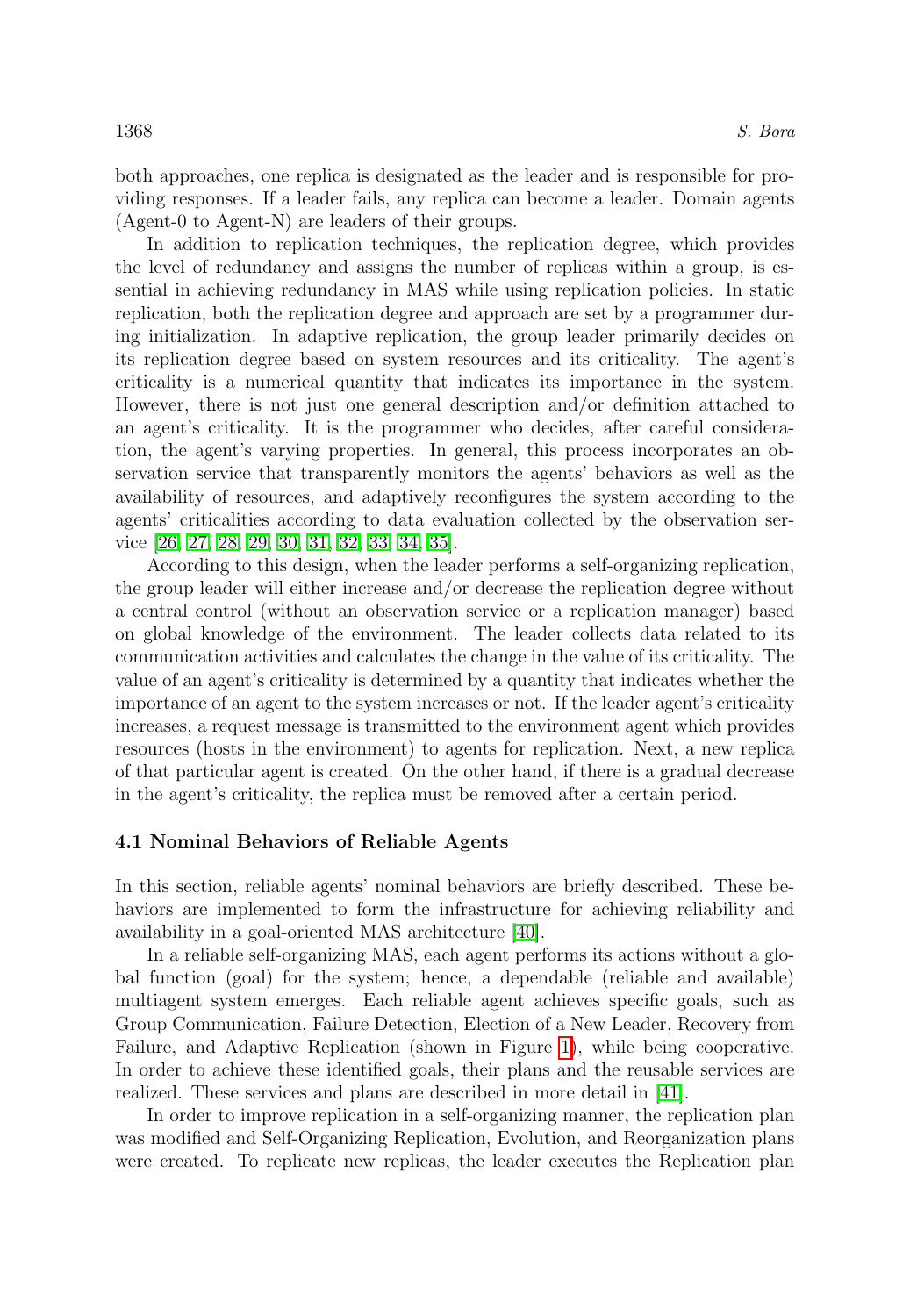both approaches, one replica is designated as the leader and is responsible for providing responses. If a leader fails, any replica can become a leader. Domain agents (Agent-0 to Agent-N) are leaders of their groups.

In addition to replication techniques, the replication degree, which provides the level of redundancy and assigns the number of replicas within a group, is essential in achieving redundancy in MAS while using replication policies. In static replication, both the replication degree and approach are set by a programmer during initialization. In adaptive replication, the group leader primarily decides on its replication degree based on system resources and its criticality. The agent's criticality is a numerical quantity that indicates its importance in the system. However, there is not just one general description and/or definition attached to an agent's criticality. It is the programmer who decides, after careful consideration, the agent's varying properties. In general, this process incorporates an observation service that transparently monitors the agents' behaviors as well as the availability of resources, and adaptively reconfigures the system according to the agents' criticalities according to data evaluation collected by the observation service [26, 27, 28, 29, 30, 31, 32, 33, 34, 35].

According to this design, when the leader performs a self-organizing replication, the group leader will either increase and/or decrease the replication degree without a central control (without an observation service or a replication manager) based on global knowledge of the environment. The leader collects data related to its communication activities and calculates the change in the value of its criticality. The value of an agent's criticality is determined by a quantity that indicates whether the importance of an agent to the system increases or not. If the leader agent's criticality increases, a request message is transmitted to the environment agent which provides resources (hosts in the environment) to agents for replication. Next, a new replica of that particular agent is created. On the other hand, if there is a gradual decrease in the agent's criticality, the replica must be removed after a certain period.

### 4.1 Nominal Behaviors of Reliable Agents

In this section, reliable agents' nominal behaviors are briefly described. These behaviors are implemented to form the infrastructure for achieving reliability and availability in a goal-oriented MAS architecture [40].

In a reliable self-organizing MAS, each agent performs its actions without a global function (goal) for the system; hence, a dependable (reliable and available) multiagent system emerges. Each reliable agent achieves specific goals, such as Group Communication, Failure Detection, Election of a New Leader, Recovery from Failure, and Adaptive Replication (shown in Figure 1), while being cooperative. In order to achieve these identified goals, their plans and the reusable services are realized. These services and plans are described in more detail in [41].

In order to improve replication in a self-organizing manner, the replication plan was modified and Self-Organizing Replication, Evolution, and Reorganization plans were created. To replicate new replicas, the leader executes the Replication plan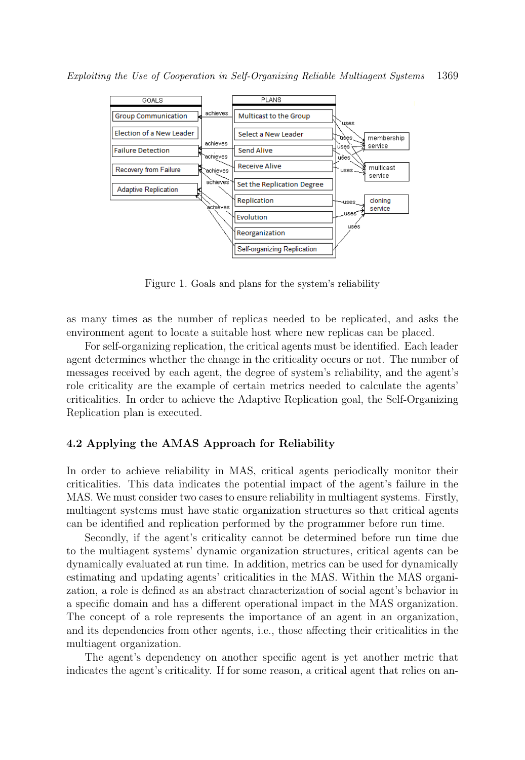Figure 1. Goals and plans for the system's reliability

as many times as the number of replicas needed to be replicated, and asks the environment agent to locate a suitable host where new replicas can be placed.

For self-organizing replication, the critical agents must be identified. Each leader agent determines whether the change in the criticality occurs or not. The number of messages received by each agent, the degree of system's reliability, and the agent's role criticality are the example of certain metrics needed to calculate the agents' criticalities. In order to achieve the Adaptive Replication goal, the Self-Organizing Replication plan is executed.

### 4.2 Applying the AMAS Approach for Reliability

In order to achieve reliability in MAS, critical agents periodically monitor their criticalities. This data indicates the potential impact of the agent's failure in the MAS. We must consider two cases to ensure reliability in multiagent systems. Firstly, multiagent systems must have static organization structures so that critical agents can be identified and replication performed by the programmer before run time.

Secondly, if the agent's criticality cannot be determined before run time due to the multiagent systems' dynamic organization structures, critical agents can be dynamically evaluated at run time. In addition, metrics can be used for dynamically estimating and updating agents' criticalities in the MAS. Within the MAS organization, a role is defined as an abstract characterization of social agent's behavior in a specific domain and has a different operational impact in the MAS organization. The concept of a role represents the importance of an agent in an organization, and its dependencies from other agents, i.e., those affecting their criticalities in the multiagent organization.

The agent's dependency on another specific agent is yet another metric that indicates the agent's criticality. If for some reason, a critical agent that relies on an-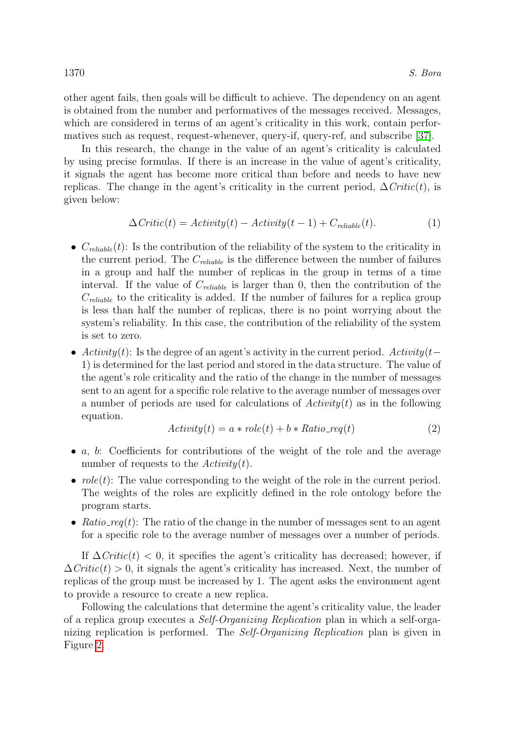other agent fails, then goals will be difficult to achieve. The dependency on an agent is obtained from the number and performatives of the messages received. Messages, which are considered in terms of an agent's criticality in this work, contain performatives such as request, request-whenever, query-if, query-ref, and subscribe [37].

In this research, the change in the value of an agent's criticality is calculated by using precise formulas. If there is an increase in the value of agent's criticality, it signals the agent has become more critical than before and needs to have new replicas. The change in the agent's criticality in the current period, $\Delta Critic(t)$, is given below:

$$\Delta Critic(t) = Activity(t) - Activity(t-1) + C_{reliable}(t). \tag{1}$$

- $C_{reliable}(t)$: Is the contribution of the reliability of the system to the criticality in the current period. The $C_{reliable}$ is the difference between the number of failures in a group and half the number of replicas in the group in terms of a time interval. If the value of $C_{reliable}$ is larger than 0, then the contribution of the $C_{reliable}$ to the criticality is added. If the number of failures for a replica group is less than half the number of replicas, there is no point worrying about the system's reliability. In this case, the contribution of the reliability of the system is set to zero.
- $Activity(t)$: Is the degree of an agent's activity in the current period. $Activity(t-1)$ is determined for the last period and stored in the data structure. The value of the agent's role criticality and the ratio of the change in the number of messages sent to an agent for a specific role relative to the average number of messages over a number of periods are used for calculations of $Activity(t)$ as in the following equation.

$$Activity(t) = a * role(t) + b * Ratio\_req(t) \tag{2}$$

- $a$, $b$: Coefficients for contributions of the weight of the role and the average number of requests to the $Activity(t)$.
- $role(t)$: The value corresponding to the weight of the role in the current period. The weights of the roles are explicitly defined in the role ontology before the program starts.
- $Ratio\_req(t)$: The ratio of the change in the number of messages sent to an agent for a specific role to the average number of messages over a number of periods.

If $\Delta Critic(t) < 0$, it specifies the agent's criticality has decreased; however, if $\Delta Critic(t) > 0$, it signals the agent's criticality has increased. Next, the number of replicas of the group must be increased by 1. The agent asks the environment agent to provide a resource to create a new replica.

Following the calculations that determine the agent's criticality value, the leader of a replica group executes a *Self-Organizing Replication* plan in which a self-organizing replication is performed. The *Self-Organizing Replication* plan is given in Figure 2.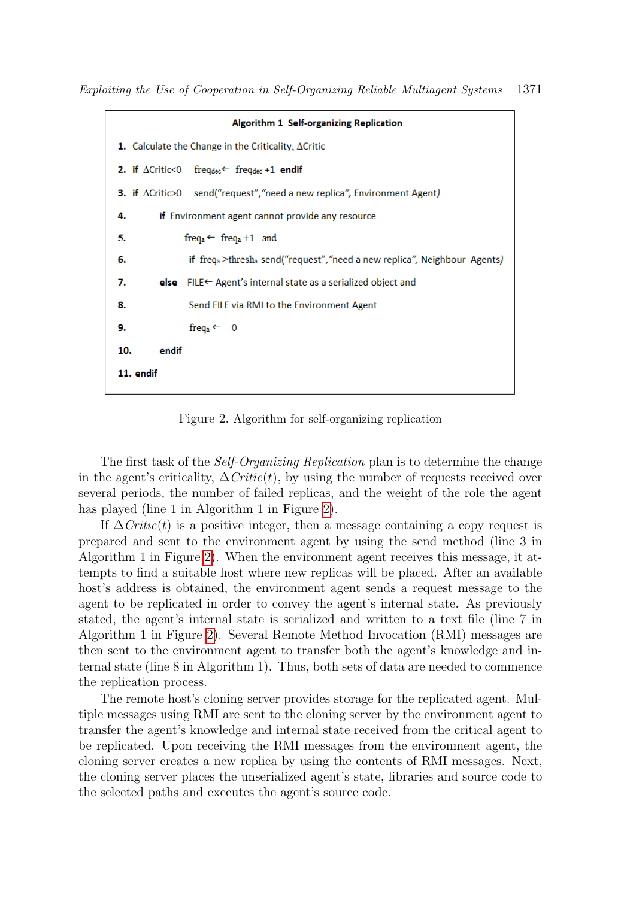**Algorithm 1 Self-organizing Replication**

```
1.  Calculate the Change in the Criticality, ΔCritic
2.  if ΔCritic<0    freq_dec ← freq_dec +1  endif
3.  if ΔCritic>0    send("request","need a new replica", Environment Agent)
4.      if Environment agent cannot provide any resource
5.          freq_a ← freq_a +1  and
6.          if freq_a >thresh_a send("request","need a new replica", Neighbour Agents)
7.      else   FILE← Agent's internal state as a serialized object and
8.          Send FILE via RMI to the Environment Agent
9.          freq_a ← 0
10.     endif
11. endif
```

Figure 2. Algorithm for self-organizing replication

The first task of the *Self-Organizing Replication* plan is to determine the change in the agent's criticality, $\Delta Critic(t)$, by using the number of requests received over several periods, the number of failed replicas, and the weight of the role the agent has played (line 1 in Algorithm 1 in Figure 2).

If $\Delta Critic(t)$ is a positive integer, then a message containing a copy request is prepared and sent to the environment agent by using the send method (line 3 in Algorithm 1 in Figure 2). When the environment agent receives this message, it attempts to find a suitable host where new replicas will be placed. After an available host's address is obtained, the environment agent sends a request message to the agent to be replicated in order to convey the agent's internal state. As previously stated, the agent's internal state is serialized and written to a text file (line 7 in Algorithm 1 in Figure 2). Several Remote Method Invocation (RMI) messages are then sent to the environment agent to transfer both the agent's knowledge and internal state (line 8 in Algorithm 1). Thus, both sets of data are needed to commence the replication process.

The remote host's cloning server provides storage for the replicated agent. Multiple messages using RMI are sent to the cloning server by the environment agent to transfer the agent's knowledge and internal state received from the critical agent to be replicated. Upon receiving the RMI messages from the environment agent, the cloning server creates a new replica by using the contents of RMI messages. Next, the cloning server places the unserialized agent's state, libraries and source code to the selected paths and executes the agent's source code.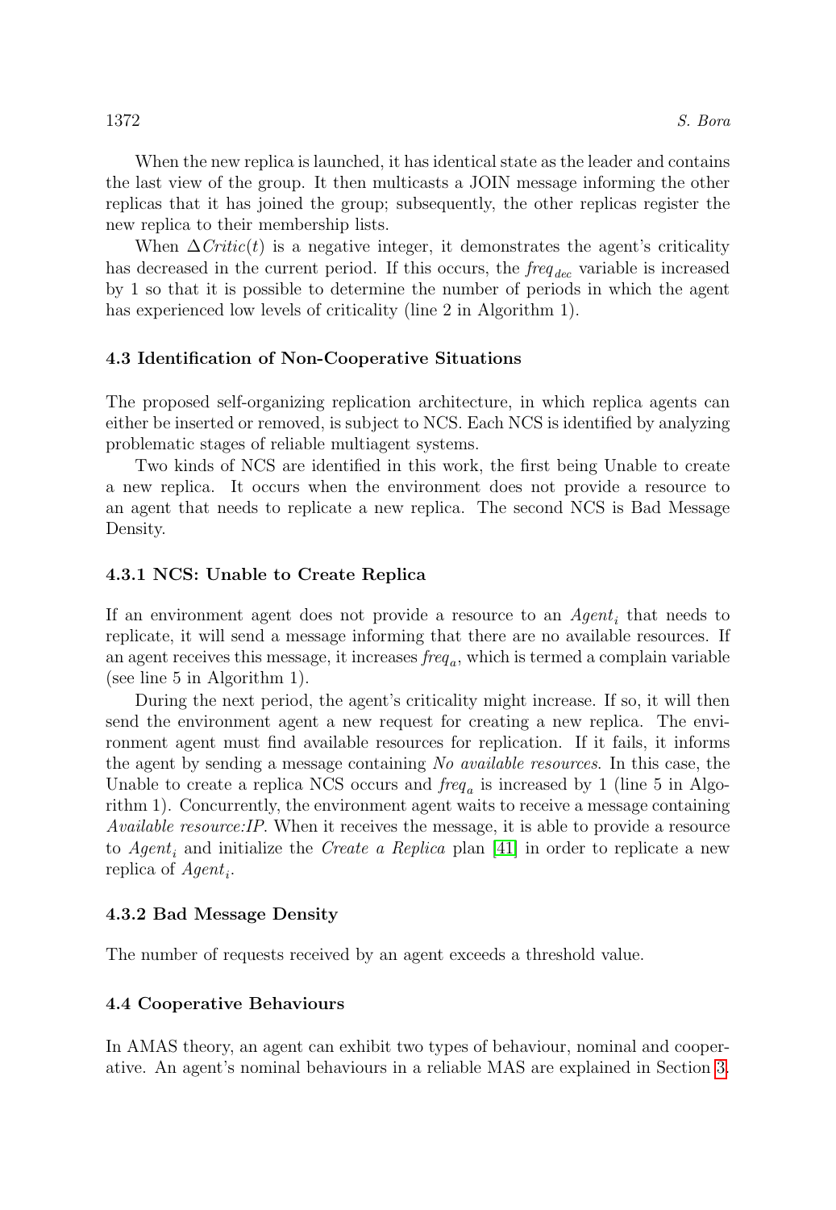When the new replica is launched, it has identical state as the leader and contains the last view of the group. It then multicasts a JOIN message informing the other replicas that it has joined the group; subsequently, the other replicas register the new replica to their membership lists.

When $\Delta Critic(t)$ is a negative integer, it demonstrates the agent's criticality has decreased in the current period. If this occurs, the $freq_{dec}$ variable is increased by 1 so that it is possible to determine the number of periods in which the agent has experienced low levels of criticality (line 2 in Algorithm 1).

### 4.3 Identification of Non-Cooperative Situations

The proposed self-organizing replication architecture, in which replica agents can either be inserted or removed, is subject to NCS. Each NCS is identified by analyzing problematic stages of reliable multiagent systems.

Two kinds of NCS are identified in this work, the first being Unable to create a new replica. It occurs when the environment does not provide a resource to an agent that needs to replicate a new replica. The second NCS is Bad Message Density.

#### 4.3.1 NCS: Unable to Create Replica

If an environment agent does not provide a resource to an $Agent_i$ that needs to replicate, it will send a message informing that there are no available resources. If an agent receives this message, it increases $freq_a$, which is termed a complain variable (see line 5 in Algorithm 1).

During the next period, the agent's criticality might increase. If so, it will then send the environment agent a new request for creating a new replica. The environment agent must find available resources for replication. If it fails, it informs the agent by sending a message containing *No available resources*. In this case, the Unable to create a replica NCS occurs and $freq_a$ is increased by 1 (line 5 in Algorithm 1). Concurrently, the environment agent waits to receive a message containing *Available resource:IP*. When it receives the message, it is able to provide a resource to $Agent_i$ and initialize the *Create a Replica* plan [41] in order to replicate a new replica of $Agent_i$.

#### 4.3.2 Bad Message Density

The number of requests received by an agent exceeds a threshold value.

### 4.4 Cooperative Behaviours

In AMAS theory, an agent can exhibit two types of behaviour, nominal and cooperative. An agent's nominal behaviours in a reliable MAS are explained in Section 3.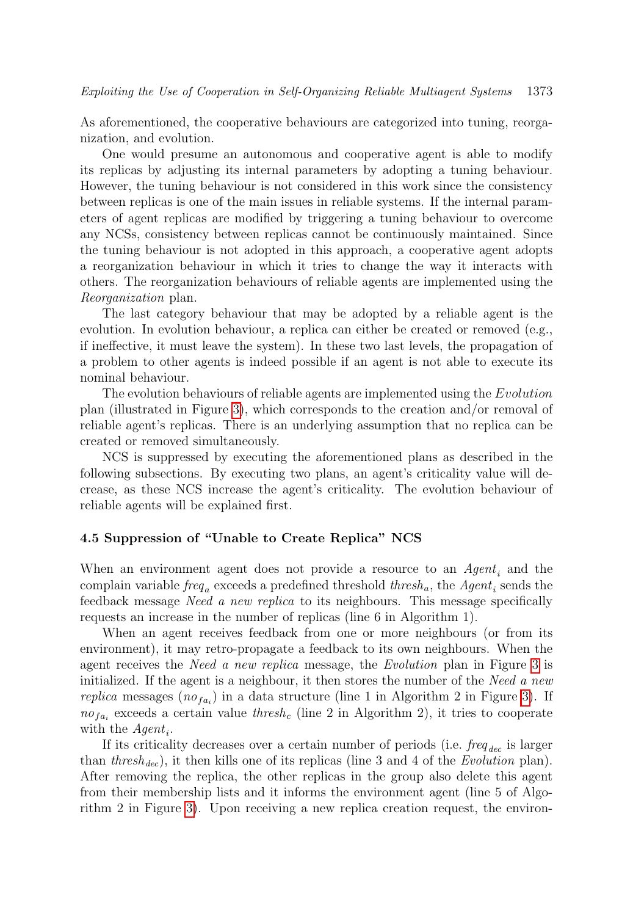As aforementioned, the cooperative behaviours are categorized into tuning, reorganization, and evolution.

One would presume an autonomous and cooperative agent is able to modify its replicas by adjusting its internal parameters by adopting a tuning behaviour. However, the tuning behaviour is not considered in this work since the consistency between replicas is one of the main issues in reliable systems. If the internal parameters of agent replicas are modified by triggering a tuning behaviour to overcome any NCSs, consistency between replicas cannot be continuously maintained. Since the tuning behaviour is not adopted in this approach, a cooperative agent adopts a reorganization behaviour in which it tries to change the way it interacts with others. The reorganization behaviours of reliable agents are implemented using the *Reorganization* plan.

The last category behaviour that may be adopted by a reliable agent is the evolution. In evolution behaviour, a replica can either be created or removed (e.g., if ineffective, it must leave the system). In these two last levels, the propagation of a problem to other agents is indeed possible if an agent is not able to execute its nominal behaviour.

The evolution behaviours of reliable agents are implemented using the *Evolution* plan (illustrated in Figure 3), which corresponds to the creation and/or removal of reliable agent's replicas. There is an underlying assumption that no replica can be created or removed simultaneously.

NCS is suppressed by executing the aforementioned plans as described in the following subsections. By executing two plans, an agent's criticality value will decrease, as these NCS increase the agent's criticality. The evolution behaviour of reliable agents will be explained first.

### 4.5 Suppression of "Unable to Create Replica" NCS

When an environment agent does not provide a resource to an $Agent_i$ and the complain variable $freq_a$ exceeds a predefined threshold $thresh_a$, the $Agent_i$ sends the feedback message *Need a new replica* to its neighbours. This message specifically requests an increase in the number of replicas (line 6 in Algorithm 1).

When an agent receives feedback from one or more neighbours (or from its environment), it may retro-propagate a feedback to its own neighbours. When the agent receives the *Need a new replica* message, the *Evolution* plan in Figure 3 is initialized. If the agent is a neighbour, it then stores the number of the *Need a new replica* messages ($no_{fa_i}$) in a data structure (line 1 in Algorithm 2 in Figure 3). If $no_{fa_i}$ exceeds a certain value $thresh_c$ (line 2 in Algorithm 2), it tries to cooperate with the $Agent_i$.

If its criticality decreases over a certain number of periods (i.e. $freq_{dec}$ is larger than $thresh_{dec}$), it then kills one of its replicas (line 3 and 4 of the *Evolution* plan). After removing the replica, the other replicas in the group also delete this agent from their membership lists and it informs the environment agent (line 5 of Algorithm 2 in Figure 3). Upon receiving a new replica creation request, the environ-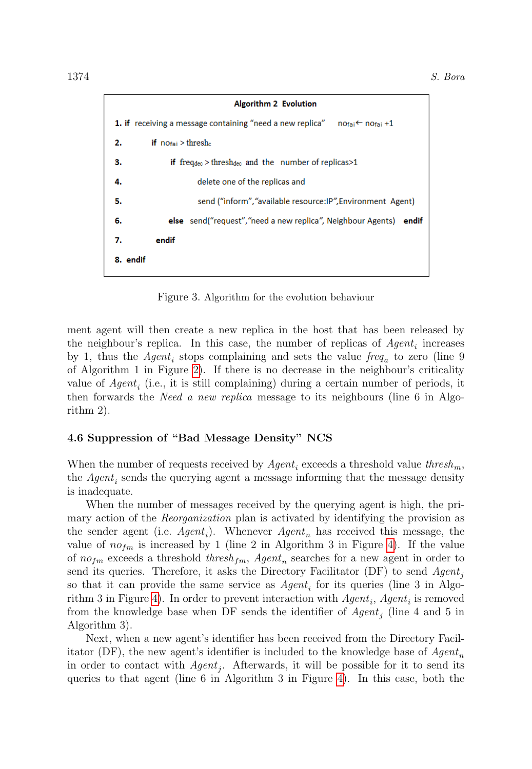```
Algorithm 2  Evolution

1. if  receiving a message containing "need a new replica"    nofai ← nofai +1
2.        if  nofai > threshc
3.              if  freqdec > threshdec  and  the  number of replicas>1
4.                    delete one of the replicas and
5.                    send ("inform","available resource:IP",Environment  Agent)
6.              else  send("request","need a new replica", Neighbour Agents)   endif
7.        endif
8. endif
```

Figure 3. Algorithm for the evolution behaviour

ment agent will then create a new replica in the host that has been released by the neighbour's replica. In this case, the number of replicas of $Agent_i$ increases by 1, thus the $Agent_i$ stops complaining and sets the value $freq_a$ to zero (line 9 of Algorithm 1 in Figure 2). If there is no decrease in the neighbour's criticality value of $Agent_i$ (i.e., it is still complaining) during a certain number of periods, it then forwards the *Need a new replica* message to its neighbours (line 6 in Algorithm 2).

### 4.6 Suppression of "Bad Message Density" NCS

When the number of requests received by $Agent_i$ exceeds a threshold value $thresh_m$, the $Agent_i$ sends the querying agent a message informing that the message density is inadequate.

When the number of messages received by the querying agent is high, the primary action of the *Reorganization* plan is activated by identifying the provision as the sender agent (i.e. $Agent_i$). Whenever $Agent_n$ has received this message, the value of $no_{fm}$ is increased by 1 (line 2 in Algorithm 3 in Figure 4). If the value of $no_{fm}$ exceeds a threshold $thresh_{fm}$, $Agent_n$ searches for a new agent in order to send its queries. Therefore, it asks the Directory Facilitator (DF) to send $Agent_j$ so that it can provide the same service as $Agent_i$ for its queries (line 3 in Algorithm 3 in Figure 4). In order to prevent interaction with $Agent_i$, $Agent_i$ is removed from the knowledge base when DF sends the identifier of $Agent_j$ (line 4 and 5 in Algorithm 3).

Next, when a new agent's identifier has been received from the Directory Facilitator (DF), the new agent's identifier is included to the knowledge base of $Agent_n$ in order to contact with $Agent_j$. Afterwards, it will be possible for it to send its queries to that agent (line 6 in Algorithm 3 in Figure 4). In this case, both the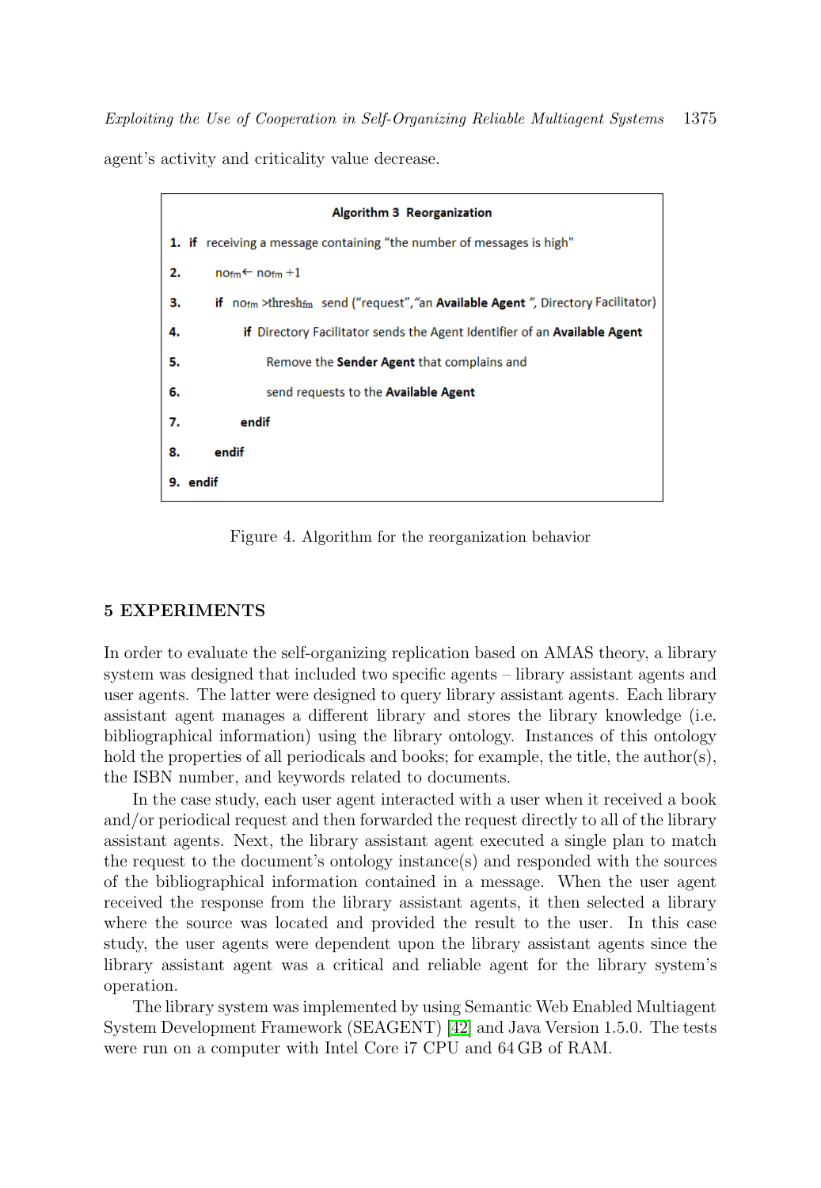agent's activity and criticality value decrease.

```
Algorithm 3  Reorganization
1.  if  receiving a message containing "the number of messages is high"
2.      no_fm ← no_fm +1
3.      if  no_fm >thresh_fm  send ("request","an Available Agent ", Directory Facilitator)
4.          if  Directory Facilitator sends the Agent Identifier of an Available Agent
5.              Remove the Sender Agent that complains and
6.              send requests to the Available Agent
7.          endif
8.      endif
9.  endif
```

Figure 4. Algorithm for the reorganization behavior

## 5 EXPERIMENTS

In order to evaluate the self-organizing replication based on AMAS theory, a library system was designed that included two specific agents – library assistant agents and user agents. The latter were designed to query library assistant agents. Each library assistant agent manages a different library and stores the library knowledge (i.e. bibliographical information) using the library ontology. Instances of this ontology hold the properties of all periodicals and books; for example, the title, the author(s), the ISBN number, and keywords related to documents.

In the case study, each user agent interacted with a user when it received a book and/or periodical request and then forwarded the request directly to all of the library assistant agents. Next, the library assistant agent executed a single plan to match the request to the document's ontology instance(s) and responded with the sources of the bibliographical information contained in a message. When the user agent received the response from the library assistant agents, it then selected a library where the source was located and provided the result to the user. In this case study, the user agents were dependent upon the library assistant agents since the library assistant agent was a critical and reliable agent for the library system's operation.

The library system was implemented by using Semantic Web Enabled Multiagent System Development Framework (SEAGENT) [42] and Java Version 1.5.0. The tests were run on a computer with Intel Core i7 CPU and 64 GB of RAM.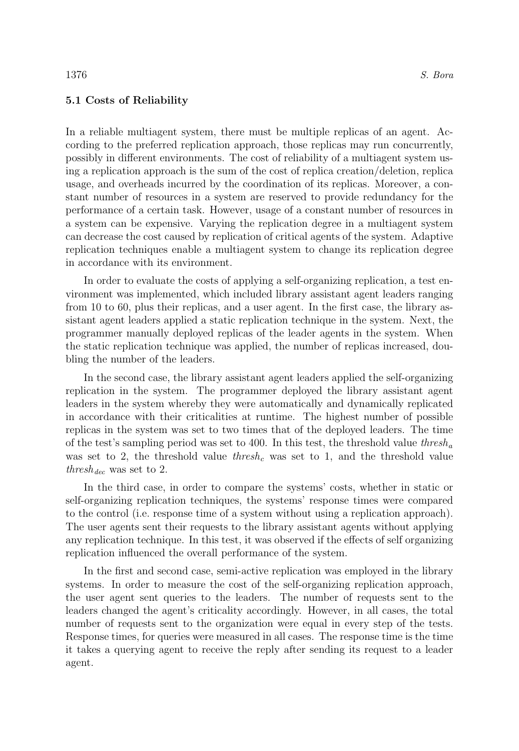### 5.1 Costs of Reliability

In a reliable multiagent system, there must be multiple replicas of an agent. According to the preferred replication approach, those replicas may run concurrently, possibly in different environments. The cost of reliability of a multiagent system using a replication approach is the sum of the cost of replica creation/deletion, replica usage, and overheads incurred by the coordination of its replicas. Moreover, a constant number of resources in a system are reserved to provide redundancy for the performance of a certain task. However, usage of a constant number of resources in a system can be expensive. Varying the replication degree in a multiagent system can decrease the cost caused by replication of critical agents of the system. Adaptive replication techniques enable a multiagent system to change its replication degree in accordance with its environment.

In order to evaluate the costs of applying a self-organizing replication, a test environment was implemented, which included library assistant agent leaders ranging from 10 to 60, plus their replicas, and a user agent. In the first case, the library assistant agent leaders applied a static replication technique in the system. Next, the programmer manually deployed replicas of the leader agents in the system. When the static replication technique was applied, the number of replicas increased, doubling the number of the leaders.

In the second case, the library assistant agent leaders applied the self-organizing replication in the system. The programmer deployed the library assistant agent leaders in the system whereby they were automatically and dynamically replicated in accordance with their criticalities at runtime. The highest number of possible replicas in the system was set to two times that of the deployed leaders. The time of the test's sampling period was set to 400. In this test, the threshold value $thresh_a$ was set to 2, the threshold value $thresh_c$ was set to 1, and the threshold value $thresh_{dec}$ was set to 2.

In the third case, in order to compare the systems' costs, whether in static or self-organizing replication techniques, the systems' response times were compared to the control (i.e. response time of a system without using a replication approach). The user agents sent their requests to the library assistant agents without applying any replication technique. In this test, it was observed if the effects of self organizing replication influenced the overall performance of the system.

In the first and second case, semi-active replication was employed in the library systems. In order to measure the cost of the self-organizing replication approach, the user agent sent queries to the leaders. The number of requests sent to the leaders changed the agent's criticality accordingly. However, in all cases, the total number of requests sent to the organization were equal in every step of the tests. Response times, for queries were measured in all cases. The response time is the time it takes a querying agent to receive the reply after sending its request to a leader agent.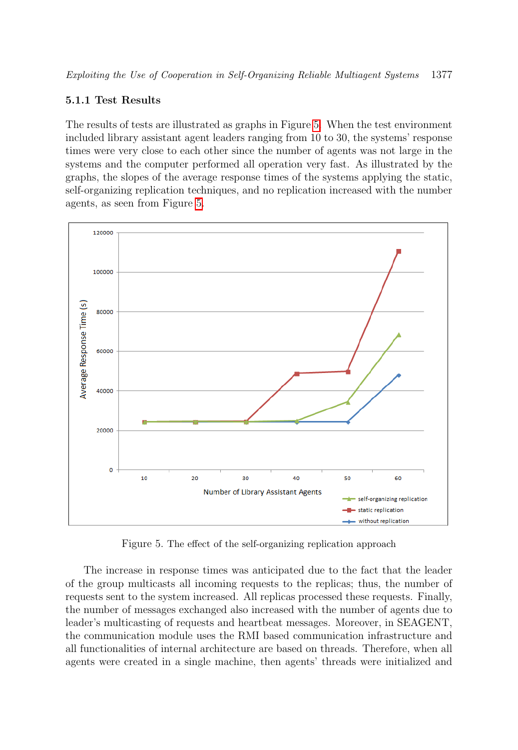### 5.1.1 Test Results

The results of tests are illustrated as graphs in Figure 5. When the test environment included library assistant agent leaders ranging from 10 to 30, the systems' response times were very close to each other since the number of agents was not large in the systems and the computer performed all operation very fast. As illustrated by the graphs, the slopes of the average response times of the systems applying the static, self-organizing replication techniques, and no replication increased with the number agents, as seen from Figure 5.

Figure 5. The effect of the self-organizing replication approach

The increase in response times was anticipated due to the fact that the leader of the group multicasts all incoming requests to the replicas; thus, the number of requests sent to the system increased. All replicas processed these requests. Finally, the number of messages exchanged also increased with the number of agents due to leader's multicasting of requests and heartbeat messages. Moreover, in SEAGENT, the communication module uses the RMI based communication infrastructure and all functionalities of internal architecture are based on threads. Therefore, when all agents were created in a single machine, then agents' threads were initialized and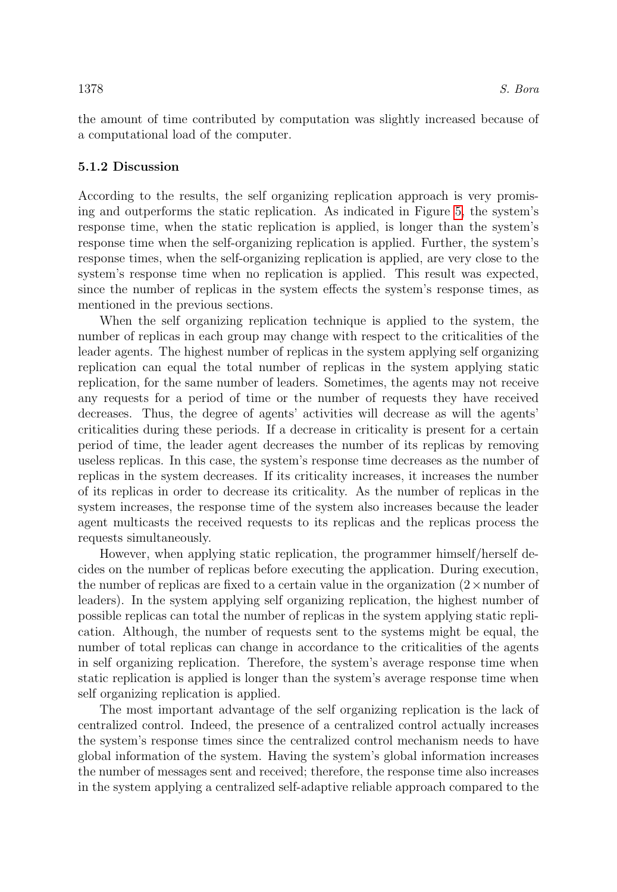the amount of time contributed by computation was slightly increased because of a computational load of the computer.

### 5.1.2 Discussion

According to the results, the self organizing replication approach is very promising and outperforms the static replication. As indicated in Figure 5, the system's response time, when the static replication is applied, is longer than the system's response time when the self-organizing replication is applied. Further, the system's response times, when the self-organizing replication is applied, are very close to the system's response time when no replication is applied. This result was expected, since the number of replicas in the system effects the system's response times, as mentioned in the previous sections.

When the self organizing replication technique is applied to the system, the number of replicas in each group may change with respect to the criticalities of the leader agents. The highest number of replicas in the system applying self organizing replication can equal the total number of replicas in the system applying static replication, for the same number of leaders. Sometimes, the agents may not receive any requests for a period of time or the number of requests they have received decreases. Thus, the degree of agents' activities will decrease as will the agents' criticalities during these periods. If a decrease in criticality is present for a certain period of time, the leader agent decreases the number of its replicas by removing useless replicas. In this case, the system's response time decreases as the number of replicas in the system decreases. If its criticality increases, it increases the number of its replicas in order to decrease its criticality. As the number of replicas in the system increases, the response time of the system also increases because the leader agent multicasts the received requests to its replicas and the replicas process the requests simultaneously.

However, when applying static replication, the programmer himself/herself decides on the number of replicas before executing the application. During execution, the number of replicas are fixed to a certain value in the organization ($2 \times$ number of leaders). In the system applying self organizing replication, the highest number of possible replicas can total the number of replicas in the system applying static replication. Although, the number of requests sent to the systems might be equal, the number of total replicas can change in accordance to the criticalities of the agents in self organizing replication. Therefore, the system's average response time when static replication is applied is longer than the system's average response time when self organizing replication is applied.

The most important advantage of the self organizing replication is the lack of centralized control. Indeed, the presence of a centralized control actually increases the system's response times since the centralized control mechanism needs to have global information of the system. Having the system's global information increases the number of messages sent and received; therefore, the response time also increases in the system applying a centralized self-adaptive reliable approach compared to the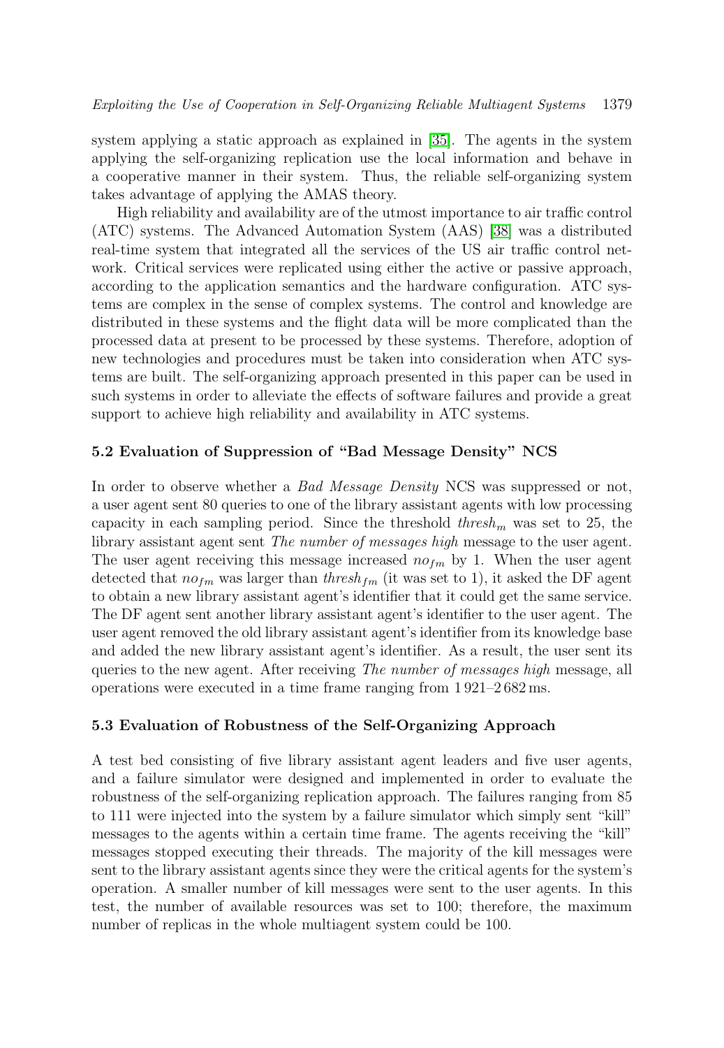system applying a static approach as explained in [35]. The agents in the system applying the self-organizing replication use the local information and behave in a cooperative manner in their system. Thus, the reliable self-organizing system takes advantage of applying the AMAS theory.

High reliability and availability are of the utmost importance to air traffic control (ATC) systems. The Advanced Automation System (AAS) [38] was a distributed real-time system that integrated all the services of the US air traffic control network. Critical services were replicated using either the active or passive approach, according to the application semantics and the hardware configuration. ATC systems are complex in the sense of complex systems. The control and knowledge are distributed in these systems and the flight data will be more complicated than the processed data at present to be processed by these systems. Therefore, adoption of new technologies and procedures must be taken into consideration when ATC systems are built. The self-organizing approach presented in this paper can be used in such systems in order to alleviate the effects of software failures and provide a great support to achieve high reliability and availability in ATC systems.

### 5.2 Evaluation of Suppression of "Bad Message Density" NCS

In order to observe whether a *Bad Message Density* NCS was suppressed or not, a user agent sent 80 queries to one of the library assistant agents with low processing capacity in each sampling period. Since the threshold $thresh_m$ was set to 25, the library assistant agent sent *The number of messages high* message to the user agent. The user agent receiving this message increased $no_{fm}$ by 1. When the user agent detected that $no_{fm}$ was larger than $thresh_{fm}$ (it was set to 1), it asked the DF agent to obtain a new library assistant agent's identifier that it could get the same service. The DF agent sent another library assistant agent's identifier to the user agent. The user agent removed the old library assistant agent's identifier from its knowledge base and added the new library assistant agent's identifier. As a result, the user sent its queries to the new agent. After receiving *The number of messages high* message, all operations were executed in a time frame ranging from 1 921–2 682 ms.

### 5.3 Evaluation of Robustness of the Self-Organizing Approach

A test bed consisting of five library assistant agent leaders and five user agents, and a failure simulator were designed and implemented in order to evaluate the robustness of the self-organizing replication approach. The failures ranging from 85 to 111 were injected into the system by a failure simulator which simply sent "kill" messages to the agents within a certain time frame. The agents receiving the "kill" messages stopped executing their threads. The majority of the kill messages were sent to the library assistant agents since they were the critical agents for the system's operation. A smaller number of kill messages were sent to the user agents. In this test, the number of available resources was set to 100; therefore, the maximum number of replicas in the whole multiagent system could be 100.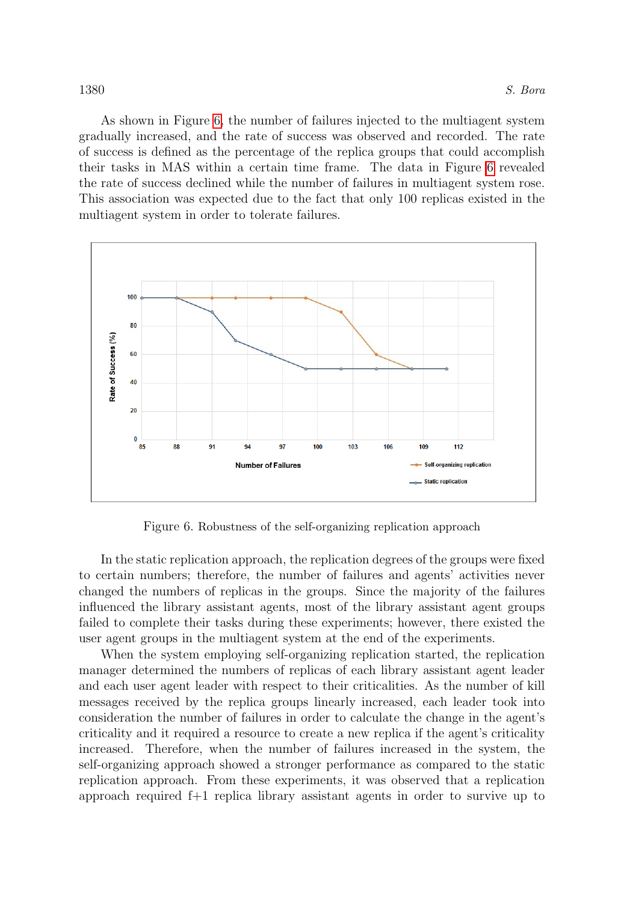As shown in Figure 6, the number of failures injected to the multiagent system gradually increased, and the rate of success was observed and recorded. The rate of success is defined as the percentage of the replica groups that could accomplish their tasks in MAS within a certain time frame. The data in Figure 6 revealed the rate of success declined while the number of failures in multiagent system rose. This association was expected due to the fact that only 100 replicas existed in the multiagent system in order to tolerate failures.

Figure 6. Robustness of the self-organizing replication approach

In the static replication approach, the replication degrees of the groups were fixed to certain numbers; therefore, the number of failures and agents' activities never changed the numbers of replicas in the groups. Since the majority of the failures influenced the library assistant agents, most of the library assistant agent groups failed to complete their tasks during these experiments; however, there existed the user agent groups in the multiagent system at the end of the experiments.

When the system employing self-organizing replication started, the replication manager determined the numbers of replicas of each library assistant agent leader and each user agent leader with respect to their criticalities. As the number of kill messages received by the replica groups linearly increased, each leader took into consideration the number of failures in order to calculate the change in the agent's criticality and it required a resource to create a new replica if the agent's criticality increased. Therefore, when the number of failures increased in the system, the self-organizing approach showed a stronger performance as compared to the static replication approach. From these experiments, it was observed that a replication approach required f+1 replica library assistant agents in order to survive up to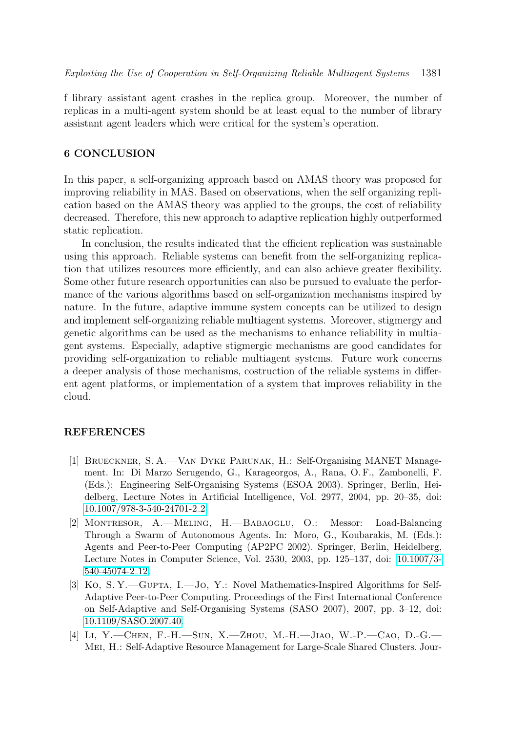f library assistant agent crashes in the replica group. Moreover, the number of replicas in a multi-agent system should be at least equal to the number of library assistant agent leaders which were critical for the system's operation.

## 6 CONCLUSION

In this paper, a self-organizing approach based on AMAS theory was proposed for improving reliability in MAS. Based on observations, when the self organizing replication based on the AMAS theory was applied to the groups, the cost of reliability decreased. Therefore, this new approach to adaptive replication highly outperformed static replication.

In conclusion, the results indicated that the efficient replication was sustainable using this approach. Reliable systems can benefit from the self-organizing replication that utilizes resources more efficiently, and can also achieve greater flexibility. Some other future research opportunities can also be pursued to evaluate the performance of the various algorithms based on self-organization mechanisms inspired by nature. In the future, adaptive immune system concepts can be utilized to design and implement self-organizing reliable multiagent systems. Moreover, stigmergy and genetic algorithms can be used as the mechanisms to enhance reliability in multiagent systems. Especially, adaptive stigmergic mechanisms are good candidates for providing self-organization to reliable multiagent systems. Future work concerns a deeper analysis of those mechanisms, costruction of the reliable systems in different agent platforms, or implementation of a system that improves reliability in the cloud.

## REFERENCES

[1] Brueckner, S. A.—Van Dyke Parunak, H.: Self-Organising MANET Management. In: Di Marzo Serugendo, G., Karageorgos, A., Rana, O. F., Zambonelli, F. (Eds.): Engineering Self-Organising Systems (ESOA 2003). Springer, Berlin, Heidelberg, Lecture Notes in Artificial Intelligence, Vol. 2977, 2004, pp. 20–35, doi: 10.1007/978-3-540-24701-2_2.

[2] Montresor, A.—Meling, H.—Babaoglu, O.: Messor: Load-Balancing Through a Swarm of Autonomous Agents. In: Moro, G., Koubarakis, M. (Eds.): Agents and Peer-to-Peer Computing (AP2PC 2002). Springer, Berlin, Heidelberg, Lecture Notes in Computer Science, Vol. 2530, 2003, pp. 125–137, doi: 10.1007/3-540-45074-2_12.

[3] Ko, S. Y.—Gupta, I.—Jo, Y.: Novel Mathematics-Inspired Algorithms for Self-Adaptive Peer-to-Peer Computing. Proceedings of the First International Conference on Self-Adaptive and Self-Organising Systems (SASO 2007), 2007, pp. 3–12, doi: 10.1109/SASO.2007.40.

[4] Li, Y.—Chen, F.-H.—Sun, X.—Zhou, M.-H.—Jiao, W.-P.—Cao, D.-G.—Mei, H.: Self-Adaptive Resource Management for Large-Scale Shared Clusters. Jour-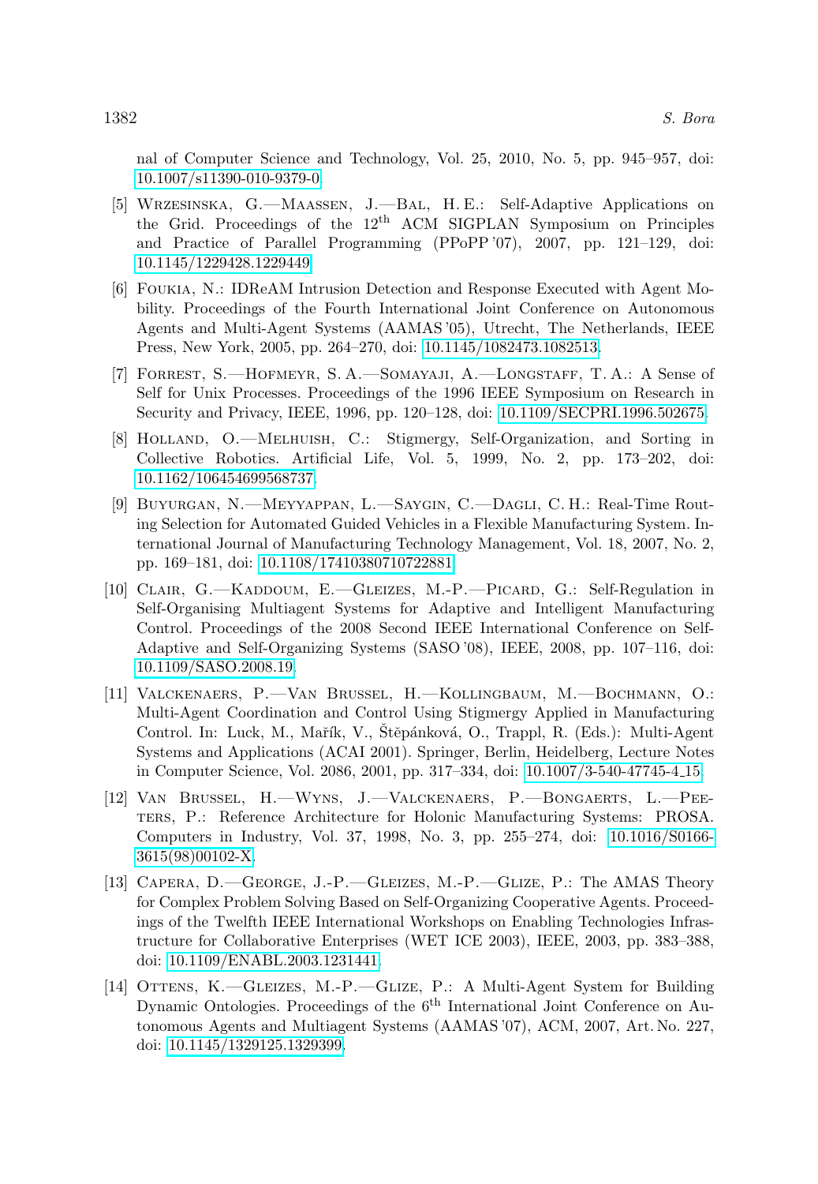nal of Computer Science and Technology, Vol. 25, 2010, No. 5, pp. 945–957, doi: 10.1007/s11390-010-9379-0.

[5] Wrzesinska, G.—Maassen, J.—Bal, H. E.: Self-Adaptive Applications on the Grid. Proceedings of the 12th ACM SIGPLAN Symposium on Principles and Practice of Parallel Programming (PPoPP '07), 2007, pp. 121–129, doi: 10.1145/1229428.1229449.

[6] Foukia, N.: IDReAM Intrusion Detection and Response Executed with Agent Mobility. Proceedings of the Fourth International Joint Conference on Autonomous Agents and Multi-Agent Systems (AAMAS '05), Utrecht, The Netherlands, IEEE Press, New York, 2005, pp. 264–270, doi: 10.1145/1082473.1082513.

[7] Forrest, S.—Hofmeyr, S. A.—Somayaji, A.—Longstaff, T. A.: A Sense of Self for Unix Processes. Proceedings of the 1996 IEEE Symposium on Research in Security and Privacy, IEEE, 1996, pp. 120–128, doi: 10.1109/SECPRI.1996.502675.

[8] Holland, O.—Melhuish, C.: Stigmergy, Self-Organization, and Sorting in Collective Robotics. Artificial Life, Vol. 5, 1999, No. 2, pp. 173–202, doi: 10.1162/106454699568737.

[9] Buyurgan, N.—Meyyappan, L.—Saygin, C.—Dagli, C. H.: Real-Time Routing Selection for Automated Guided Vehicles in a Flexible Manufacturing System. International Journal of Manufacturing Technology Management, Vol. 18, 2007, No. 2, pp. 169–181, doi: 10.1108/17410380710722881.

[10] Clair, G.—Kaddoum, E.—Gleizes, M.-P.—Picard, G.: Self-Regulation in Self-Organising Multiagent Systems for Adaptive and Intelligent Manufacturing Control. Proceedings of the 2008 Second IEEE International Conference on Self-Adaptive and Self-Organizing Systems (SASO '08), IEEE, 2008, pp. 107–116, doi: 10.1109/SASO.2008.19.

[11] Valckenaers, P.—Van Brussel, H.—Kollingbaum, M.—Bochmann, O.: Multi-Agent Coordination and Control Using Stigmergy Applied in Manufacturing Control. In: Luck, M., Mařík, V., Štěpánková, O., Trappl, R. (Eds.): Multi-Agent Systems and Applications (ACAI 2001). Springer, Berlin, Heidelberg, Lecture Notes in Computer Science, Vol. 2086, 2001, pp. 317–334, doi: 10.1007/3-540-47745-4_15.

[12] Van Brussel, H.—Wyns, J.—Valckenaers, P.—Bongaerts, L.—Peeters, P.: Reference Architecture for Holonic Manufacturing Systems: PROSA. Computers in Industry, Vol. 37, 1998, No. 3, pp. 255–274, doi: 10.1016/S0166-3615(98)00102-X.

[13] Capera, D.—George, J.-P.—Gleizes, M.-P.—Glize, P.: The AMAS Theory for Complex Problem Solving Based on Self-Organizing Cooperative Agents. Proceedings of the Twelfth IEEE International Workshops on Enabling Technologies Infrastructure for Collaborative Enterprises (WET ICE 2003), IEEE, 2003, pp. 383–388, doi: 10.1109/ENABL.2003.1231441.

[14] Ottens, K.—Gleizes, M.-P.—Glize, P.: A Multi-Agent System for Building Dynamic Ontologies. Proceedings of the 6th International Joint Conference on Autonomous Agents and Multiagent Systems (AAMAS '07), ACM, 2007, Art. No. 227, doi: 10.1145/1329125.1329399.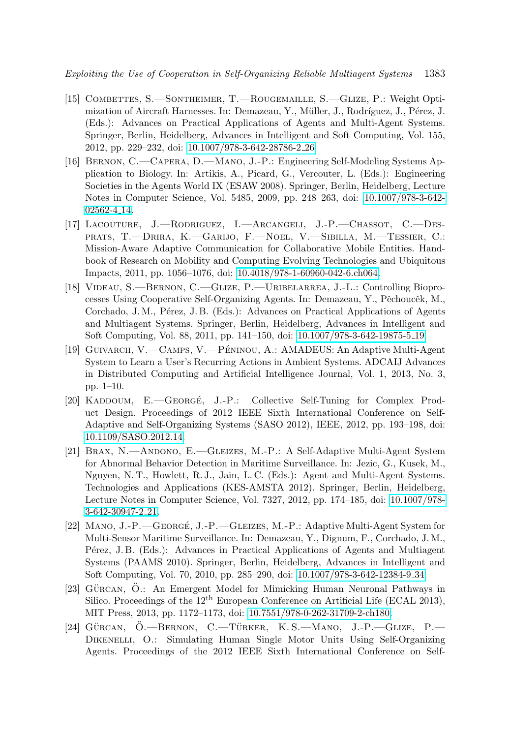[15] Combettes, S.—Sontheimer, T.—Rougemaille, S.—Glize, P.: Weight Optimization of Aircraft Harnesses. In: Demazeau, Y., Müller, J., Rodríguez, J., Pérez, J. (Eds.): Advances on Practical Applications of Agents and Multi-Agent Systems. Springer, Berlin, Heidelberg, Advances in Intelligent and Soft Computing, Vol. 155, 2012, pp. 229–232, doi: 10.1007/978-3-642-28786-2_26.

[16] Bernon, C.—Capera, D.—Mano, J.-P.: Engineering Self-Modeling Systems Application to Biology. In: Artikis, A., Picard, G., Vercouter, L. (Eds.): Engineering Societies in the Agents World IX (ESAW 2008). Springer, Berlin, Heidelberg, Lecture Notes in Computer Science, Vol. 5485, 2009, pp. 248–263, doi: 10.1007/978-3-642-02562-4_14.

[17] Lacouture, J.—Rodriguez, I.—Arcangeli, J.-P.—Chassot, C.—Desprats, T.—Drira, K.—Garijo, F.—Noel, V.—Sibilla, M.—Tessier, C.: Mission-Aware Adaptive Communication for Collaborative Mobile Entities. Handbook of Research on Mobility and Computing Evolving Technologies and Ubiquitous Impacts, 2011, pp. 1056–1076, doi: 10.4018/978-1-60960-042-6.ch064.

[18] Videau, S.—Bernon, C.—Glize, P.—Uribelarrea, J.-L.: Controlling Bioprocesses Using Cooperative Self-Organizing Agents. In: Demazeau, Y., Pěchoucěk, M., Corchado, J. M., Pérez, J. B. (Eds.): Advances on Practical Applications of Agents and Multiagent Systems. Springer, Berlin, Heidelberg, Advances in Intelligent and Soft Computing, Vol. 88, 2011, pp. 141–150, doi: 10.1007/978-3-642-19875-5_19.

[19] Guivarch, V.—Camps, V.—Péninou, A.: AMADEUS: An Adaptive Multi-Agent System to Learn a User's Recurring Actions in Ambient Systems. ADCAIJ Advances in Distributed Computing and Artificial Intelligence Journal, Vol. 1, 2013, No. 3, pp. 1–10.

[20] Kaddoum, E.—Georgé, J.-P.: Collective Self-Tuning for Complex Product Design. Proceedings of 2012 IEEE Sixth International Conference on Self-Adaptive and Self-Organizing Systems (SASO 2012), IEEE, 2012, pp. 193–198, doi: 10.1109/SASO.2012.14.

[21] Brax, N.—Andono, E.—Gleizes, M.-P.: A Self-Adaptive Multi-Agent System for Abnormal Behavior Detection in Maritime Surveillance. In: Jezic, G., Kusek, M., Nguyen, N. T., Howlett, R. J., Jain, L. C. (Eds.): Agent and Multi-Agent Systems. Technologies and Applications (KES-AMSTA 2012). Springer, Berlin, Heidelberg, Lecture Notes in Computer Science, Vol. 7327, 2012, pp. 174–185, doi: 10.1007/978-3-642-30947-2_21.

[22] Mano, J.-P.—Georgé, J.-P.—Gleizes, M.-P.: Adaptive Multi-Agent System for Multi-Sensor Maritime Surveillance. In: Demazeau, Y., Dignum, F., Corchado, J. M., Pérez, J. B. (Eds.): Advances in Practical Applications of Agents and Multiagent Systems (PAAMS 2010). Springer, Berlin, Heidelberg, Advances in Intelligent and Soft Computing, Vol. 70, 2010, pp. 285–290, doi: 10.1007/978-3-642-12384-9_34.

[23] Gürcan, Ö.: An Emergent Model for Mimicking Human Neuronal Pathways in Silico. Proceedings of the 12th European Conference on Artificial Life (ECAL 2013), MIT Press, 2013, pp. 1172–1173, doi: 10.7551/978-0-262-31709-2-ch180.

[24] Gürcan, Ö.—Bernon, C.—Türker, K. S.—Mano, J.-P.—Glize, P.—Dikenelli, O.: Simulating Human Single Motor Units Using Self-Organizing Agents. Proceedings of the 2012 IEEE Sixth International Conference on Self-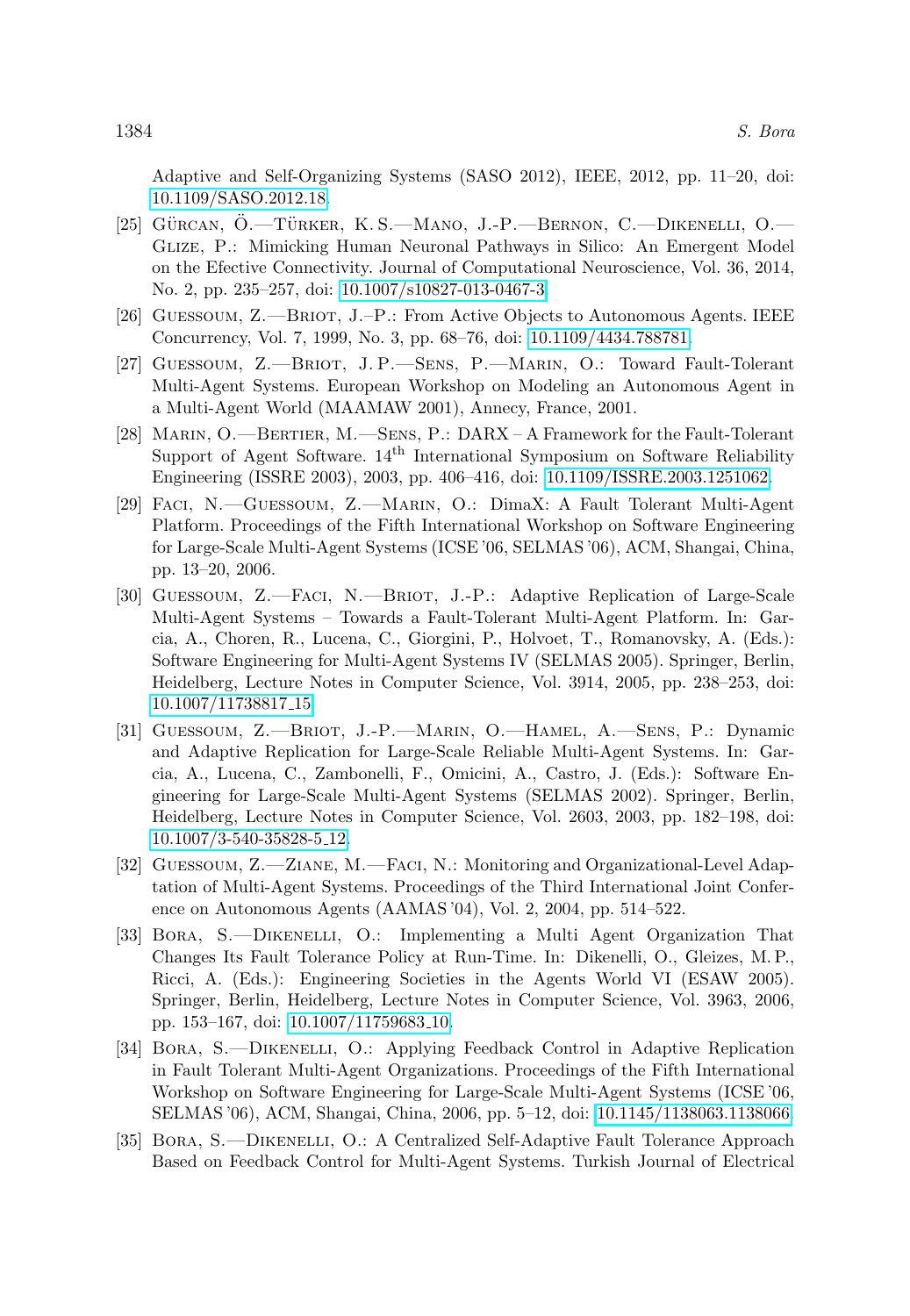Adaptive and Self-Organizing Systems (SASO 2012), IEEE, 2012, pp. 11–20, doi: 10.1109/SASO.2012.18.

[25] Gürcan, Ö.—Türker, K. S.—Mano, J.-P.—Bernon, C.—Dikenelli, O.—Glize, P.: Mimicking Human Neuronal Pathways in Silico: An Emergent Model on the Efective Connectivity. Journal of Computational Neuroscience, Vol. 36, 2014, No. 2, pp. 235–257, doi: 10.1007/s10827-013-0467-3.

[26] Guessoum, Z.—Briot, J.–P.: From Active Objects to Autonomous Agents. IEEE Concurrency, Vol. 7, 1999, No. 3, pp. 68–76, doi: 10.1109/4434.788781.

[27] Guessoum, Z.—Briot, J. P.—Sens, P.—Marin, O.: Toward Fault-Tolerant Multi-Agent Systems. European Workshop on Modeling an Autonomous Agent in a Multi-Agent World (MAAMAW 2001), Annecy, France, 2001.

[28] Marin, O.—Bertier, M.—Sens, P.: DARX – A Framework for the Fault-Tolerant Support of Agent Software. 14th International Symposium on Software Reliability Engineering (ISSRE 2003), 2003, pp. 406–416, doi: 10.1109/ISSRE.2003.1251062.

[29] Faci, N.—Guessoum, Z.—Marin, O.: DimaX: A Fault Tolerant Multi-Agent Platform. Proceedings of the Fifth International Workshop on Software Engineering for Large-Scale Multi-Agent Systems (ICSE '06, SELMAS '06), ACM, Shangai, China, pp. 13–20, 2006.

[30] Guessoum, Z.—Faci, N.—Briot, J.-P.: Adaptive Replication of Large-Scale Multi-Agent Systems – Towards a Fault-Tolerant Multi-Agent Platform. In: Garcia, A., Choren, R., Lucena, C., Giorgini, P., Holvoet, T., Romanovsky, A. (Eds.): Software Engineering for Multi-Agent Systems IV (SELMAS 2005). Springer, Berlin, Heidelberg, Lecture Notes in Computer Science, Vol. 3914, 2005, pp. 238–253, doi: 10.1007/11738817_15.

[31] Guessoum, Z.—Briot, J.-P.—Marin, O.—Hamel, A.—Sens, P.: Dynamic and Adaptive Replication for Large-Scale Reliable Multi-Agent Systems. In: Garcia, A., Lucena, C., Zambonelli, F., Omicini, A., Castro, J. (Eds.): Software Engineering for Large-Scale Multi-Agent Systems (SELMAS 2002). Springer, Berlin, Heidelberg, Lecture Notes in Computer Science, Vol. 2603, 2003, pp. 182–198, doi: 10.1007/3-540-35828-5_12.

[32] Guessoum, Z.—Ziane, M.—Faci, N.: Monitoring and Organizational-Level Adaptation of Multi-Agent Systems. Proceedings of the Third International Joint Conference on Autonomous Agents (AAMAS '04), Vol. 2, 2004, pp. 514–522.

[33] Bora, S.—Dikenelli, O.: Implementing a Multi Agent Organization That Changes Its Fault Tolerance Policy at Run-Time. In: Dikenelli, O., Gleizes, M. P., Ricci, A. (Eds.): Engineering Societies in the Agents World VI (ESAW 2005). Springer, Berlin, Heidelberg, Lecture Notes in Computer Science, Vol. 3963, 2006, pp. 153–167, doi: 10.1007/11759683_10.

[34] Bora, S.—Dikenelli, O.: Applying Feedback Control in Adaptive Replication in Fault Tolerant Multi-Agent Organizations. Proceedings of the Fifth International Workshop on Software Engineering for Large-Scale Multi-Agent Systems (ICSE '06, SELMAS '06), ACM, Shangai, China, 2006, pp. 5–12, doi: 10.1145/1138063.1138066.

[35] Bora, S.—Dikenelli, O.: A Centralized Self-Adaptive Fault Tolerance Approach Based on Feedback Control for Multi-Agent Systems. Turkish Journal of Electrical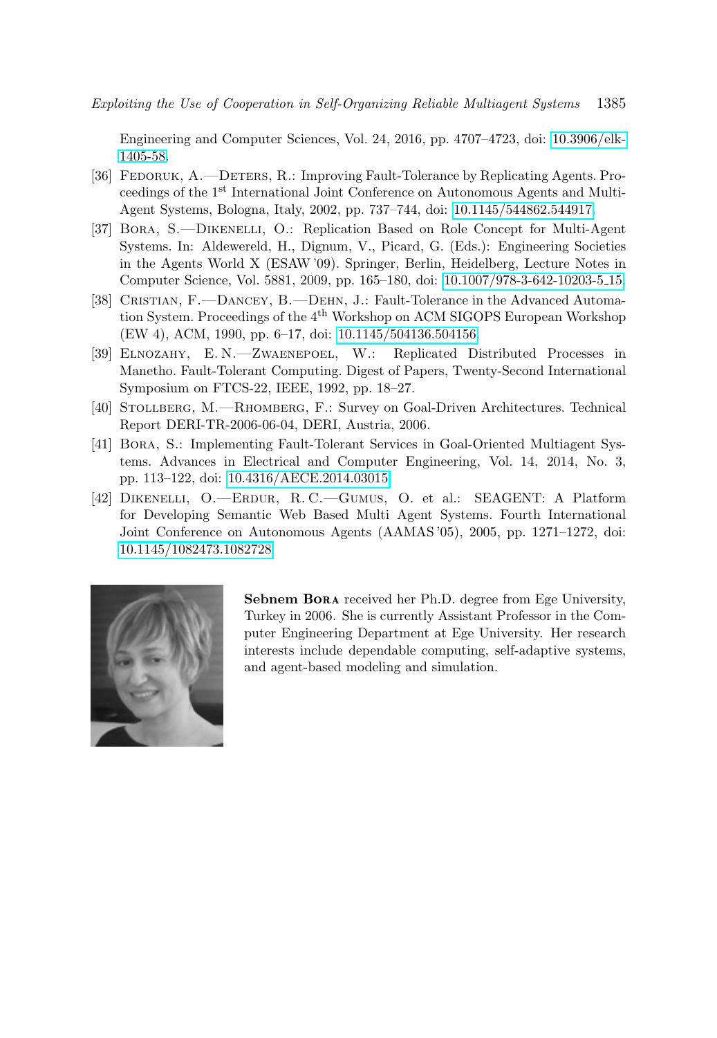Engineering and Computer Sciences, Vol. 24, 2016, pp. 4707–4723, doi: 10.3906/elk-1405-58.

[36] Fedoruk, A.—Deters, R.: Improving Fault-Tolerance by Replicating Agents. Proceedings of the 1st International Joint Conference on Autonomous Agents and Multi-Agent Systems, Bologna, Italy, 2002, pp. 737–744, doi: 10.1145/544862.544917.

[37] Bora, S.—Dikenelli, O.: Replication Based on Role Concept for Multi-Agent Systems. In: Aldewereld, H., Dignum, V., Picard, G. (Eds.): Engineering Societies in the Agents World X (ESAW '09). Springer, Berlin, Heidelberg, Lecture Notes in Computer Science, Vol. 5881, 2009, pp. 165–180, doi: 10.1007/978-3-642-10203-5_15.

[38] Cristian, F.—Dancey, B.—Dehn, J.: Fault-Tolerance in the Advanced Automation System. Proceedings of the 4th Workshop on ACM SIGOPS European Workshop (EW 4), ACM, 1990, pp. 6–17, doi: 10.1145/504136.504156.

[39] Elnozahy, E. N.—Zwaenepoel, W.: Replicated Distributed Processes in Manetho. Fault-Tolerant Computing. Digest of Papers, Twenty-Second International Symposium on FTCS-22, IEEE, 1992, pp. 18–27.

[40] Stollberg, M.—Rhomberg, F.: Survey on Goal-Driven Architectures. Technical Report DERI-TR-2006-06-04, DERI, Austria, 2006.

[41] Bora, S.: Implementing Fault-Tolerant Services in Goal-Oriented Multiagent Systems. Advances in Electrical and Computer Engineering, Vol. 14, 2014, No. 3, pp. 113–122, doi: 10.4316/AECE.2014.03015.

[42] Dikenelli, O.—Erdur, R. C.—Gumus, O. et al.: SEAGENT: A Platform for Developing Semantic Web Based Multi Agent Systems. Fourth International Joint Conference on Autonomous Agents (AAMAS '05), 2005, pp. 1271–1272, doi: 10.1145/1082473.1082728.

**Sebnem Bora** received her Ph.D. degree from Ege University, Turkey in 2006. She is currently Assistant Professor in the Computer Engineering Department at Ege University. Her research interests include dependable computing, self-adaptive systems, and agent-based modeling and simulation.